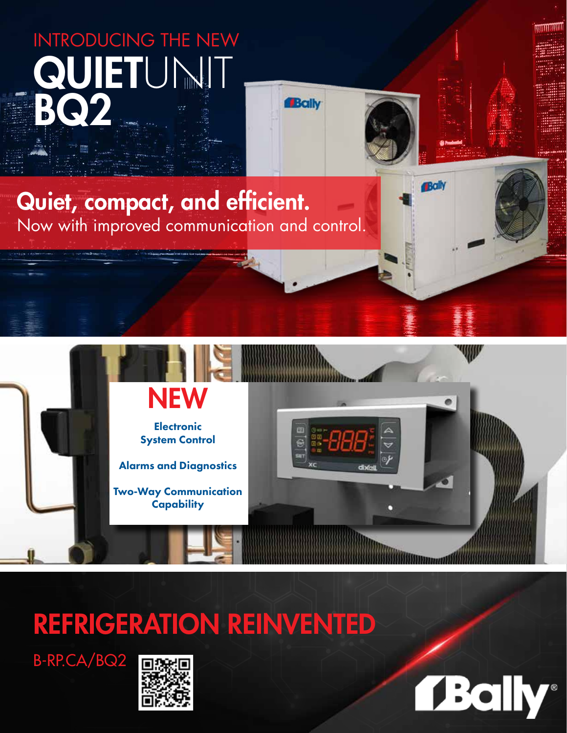INTRODUCING THE NEW

# QUIETUNIT BQ2

## Quiet, compact, and efficient.

Now with improved communication and control.

## NEW

**Electronic System Control**

**Alarms and Diagnostics**

**Two-Way Communication Capability**

# REFRIGERATION REINVENTED

B-RP.CA/BQ2

Bally®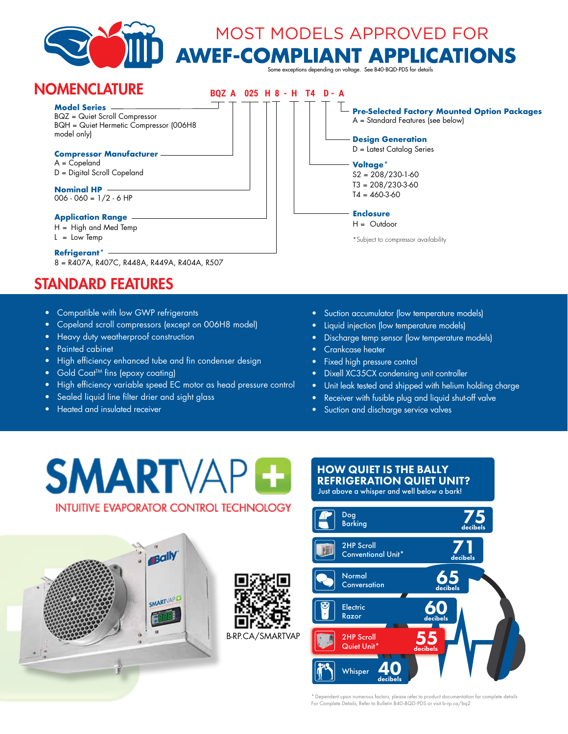# MOST MODELS APPROVED FOR AWEF-COMPLIANT APPLICATIONS

Some exceptions depending on voltage. See B40-BQD-PDS for details

## NOMENCLATURE

**BQZ A 025 H 8 - H T4 D - A**

**Model Series**
BQZ = Quiet Scroll Compressor
BQH = Quiet Hermetic Compressor (006H8 model only)

**Compressor Manufacturer**
A = Copeland
D = Digital Scroll Copeland

**Nominal HP**
006 - 060 = 1/2 - 6 HP

**Application Range**
H = High and Med Temp
L = Low Temp

**Refrigerant***
8 = R407A, R407C, R448A, R449A, R404A, R507

**Pre-Selected Factory Mounted Option Packages**
A = Standard Features (see below)

**Design Generation**
D = Latest Catalog Series

**Voltage***
S2 = 208/230-1-60
T3 = 208/230-3-60
T4 = 460-3-60

**Enclosure**
H = Outdoor

*Subject to compressor availability

## STANDARD FEATURES

- Compatible with low GWP refrigerants
- Copeland scroll compressors (except on 006H8 model)
- Heavy duty weatherproof construction
- Painted cabinet
- High efficiency enhanced tube and fin condenser design
- Gold Coat™ fins (epoxy coating)
- High efficiency variable speed EC motor as head pressure control
- Sealed liquid line filter drier and sight glass
- Heated and insulated receiver
- Suction accumulator (low temperature models)
- Liquid injection (low temperature models)
- Discharge temp sensor (low temperature models)
- Crankcase heater
- Fixed high pressure control
- Dixell XC35CX condensing unit controller
- Unit leak tested and shipped with helium holding charge
- Receiver with fusible plug and liquid shut-off valve
- Suction and discharge service valves

## SMARTVAP

INTUITIVE EVAPORATOR CONTROL TECHNOLOGY

B-RP.CA/SMARTVAP

## HOW QUIET IS THE BALLY REFRIGERATION QUIET UNIT?

Just above a whisper and well below a bark!

| Source | Decibels |
|---|---|
| Dog Barking | 75 decibels |
| 2HP Scroll Conventional Unit* | 71 decibels |
| Normal Conversation | 65 decibels |
| Electric Razor | 60 decibels |
| 2HP Scroll Quiet Unit* | 55 decibels |
| Whisper | 40 decibels |

* Dependent upon numerous factors, please refer to product documentation for complete details
For Complete Details, Refer to Bulletin B40-BQD-PDS or visit b-rp.ca/bq2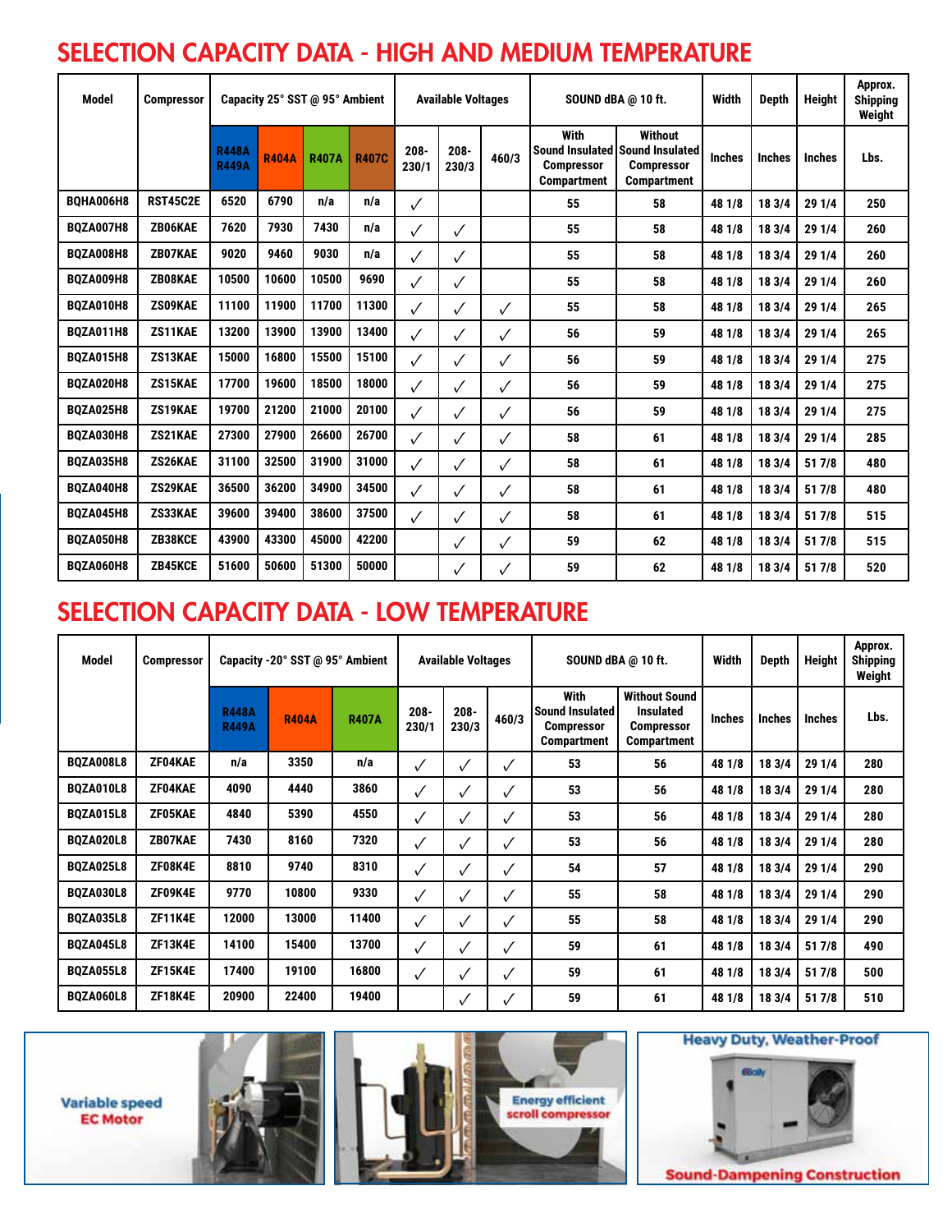# SELECTION CAPACITY DATA - HIGH AND MEDIUM TEMPERATURE

| Model | Compressor | Capacity 25° SST @ 95° Ambient | | | | Available Voltages | | | SOUND dBA @ 10 ft. | | Width | Depth | Height | Approx. Shipping Weight |
|---|---|---|---|---|---|---|---|---|---|---|---|---|---|---|
| | | R448A R449A | R404A | R407A | R407C | 208-230/1 | 208-230/3 | 460/3 | With Sound Insulated Compressor Compartment | Without Sound Insulated Compressor Compartment | Inches | Inches | Inches | Lbs. |
| BQHA006H8 | RST45C2E | 6520 | 6790 | n/a | n/a | ✓ | | | 55 | 58 | 48 1/8 | 18 3/4 | 29 1/4 | 250 |
| BQZA007H8 | ZB06KAE | 7620 | 7930 | 7430 | n/a | ✓ | ✓ | | 55 | 58 | 48 1/8 | 18 3/4 | 29 1/4 | 260 |
| BQZA008H8 | ZB07KAE | 9020 | 9460 | 9030 | n/a | ✓ | ✓ | | 55 | 58 | 48 1/8 | 18 3/4 | 29 1/4 | 260 |
| BQZA009H8 | ZB08KAE | 10500 | 10600 | 10500 | 9690 | ✓ | ✓ | | 55 | 58 | 48 1/8 | 18 3/4 | 29 1/4 | 260 |
| BQZA010H8 | ZS09KAE | 11100 | 11900 | 11700 | 11300 | ✓ | ✓ | ✓ | 55 | 58 | 48 1/8 | 18 3/4 | 29 1/4 | 265 |
| BQZA011H8 | ZS11KAE | 13200 | 13900 | 13900 | 13400 | ✓ | ✓ | ✓ | 56 | 59 | 48 1/8 | 18 3/4 | 29 1/4 | 265 |
| BQZA015H8 | ZS13KAE | 15000 | 16800 | 15500 | 15100 | ✓ | ✓ | ✓ | 56 | 59 | 48 1/8 | 18 3/4 | 29 1/4 | 275 |
| BQZA020H8 | ZS15KAE | 17700 | 19600 | 18500 | 18000 | ✓ | ✓ | ✓ | 56 | 59 | 48 1/8 | 18 3/4 | 29 1/4 | 275 |
| BQZA025H8 | ZS19KAE | 19700 | 21200 | 21000 | 20100 | ✓ | ✓ | ✓ | 56 | 59 | 48 1/8 | 18 3/4 | 29 1/4 | 275 |
| BQZA030H8 | ZS21KAE | 27300 | 27900 | 26600 | 26700 | ✓ | ✓ | ✓ | 58 | 61 | 48 1/8 | 18 3/4 | 29 1/4 | 285 |
| BQZA035H8 | ZS26KAE | 31100 | 32500 | 31900 | 31000 | ✓ | ✓ | ✓ | 58 | 61 | 48 1/8 | 18 3/4 | 51 7/8 | 480 |
| BQZA040H8 | ZS29KAE | 36500 | 36200 | 34900 | 34500 | ✓ | ✓ | ✓ | 58 | 61 | 48 1/8 | 18 3/4 | 51 7/8 | 480 |
| BQZA045H8 | ZS33KAE | 39600 | 39400 | 38600 | 37500 | ✓ | ✓ | ✓ | 58 | 61 | 48 1/8 | 18 3/4 | 51 7/8 | 515 |
| BQZA050H8 | ZB38KCE | 43900 | 43300 | 45000 | 42200 | | ✓ | ✓ | 59 | 62 | 48 1/8 | 18 3/4 | 51 7/8 | 515 |
| BQZA060H8 | ZB45KCE | 51600 | 50600 | 51300 | 50000 | | ✓ | ✓ | 59 | 62 | 48 1/8 | 18 3/4 | 51 7/8 | 520 |

# SELECTION CAPACITY DATA - LOW TEMPERATURE

| Model | Compressor | Capacity -20° SST @ 95° Ambient | | | Available Voltages | | | SOUND dBA @ 10 ft. | | Width | Depth | Height | Approx. Shipping Weight |
|---|---|---|---|---|---|---|---|---|---|---|---|---|---|
| | | R448A R449A | R404A | R407A | 208-230/1 | 208-230/3 | 460/3 | With Sound Insulated Compressor Compartment | Without Sound Insulated Compressor Compartment | Inches | Inches | Inches | Lbs. |
| BQZA008L8 | ZF04KAE | n/a | 3350 | n/a | ✓ | ✓ | ✓ | 53 | 56 | 48 1/8 | 18 3/4 | 29 1/4 | 280 |
| BQZA010L8 | ZF04KAE | 4090 | 4440 | 3860 | ✓ | ✓ | ✓ | 53 | 56 | 48 1/8 | 18 3/4 | 29 1/4 | 280 |
| BQZA015L8 | ZF05KAE | 4840 | 5390 | 4550 | ✓ | ✓ | ✓ | 53 | 56 | 48 1/8 | 18 3/4 | 29 1/4 | 280 |
| BQZA020L8 | ZB07KAE | 7430 | 8160 | 7320 | ✓ | ✓ | ✓ | 53 | 56 | 48 1/8 | 18 3/4 | 29 1/4 | 280 |
| BQZA025L8 | ZF08K4E | 8810 | 9740 | 8310 | ✓ | ✓ | ✓ | 54 | 57 | 48 1/8 | 18 3/4 | 29 1/4 | 290 |
| BQZA030L8 | ZF09K4E | 9770 | 10800 | 9330 | ✓ | ✓ | ✓ | 55 | 58 | 48 1/8 | 18 3/4 | 29 1/4 | 290 |
| BQZA035L8 | ZF11K4E | 12000 | 13000 | 11400 | ✓ | ✓ | ✓ | 55 | 58 | 48 1/8 | 18 3/4 | 29 1/4 | 290 |
| BQZA045L8 | ZF13K4E | 14100 | 15400 | 13700 | ✓ | ✓ | ✓ | 59 | 61 | 48 1/8 | 18 3/4 | 51 7/8 | 490 |
| BQZA055L8 | ZF15K4E | 17400 | 19100 | 16800 | ✓ | ✓ | ✓ | 59 | 61 | 48 1/8 | 18 3/4 | 51 7/8 | 500 |
| BQZA060L8 | ZF18K4E | 20900 | 22400 | 19400 | | ✓ | ✓ | 59 | 61 | 48 1/8 | 18 3/4 | 51 7/8 | 510 |

Variable speed EC Motor

Energy efficient scroll compressor

Heavy Duty, Weather-Proof

Sound-Dampening Construction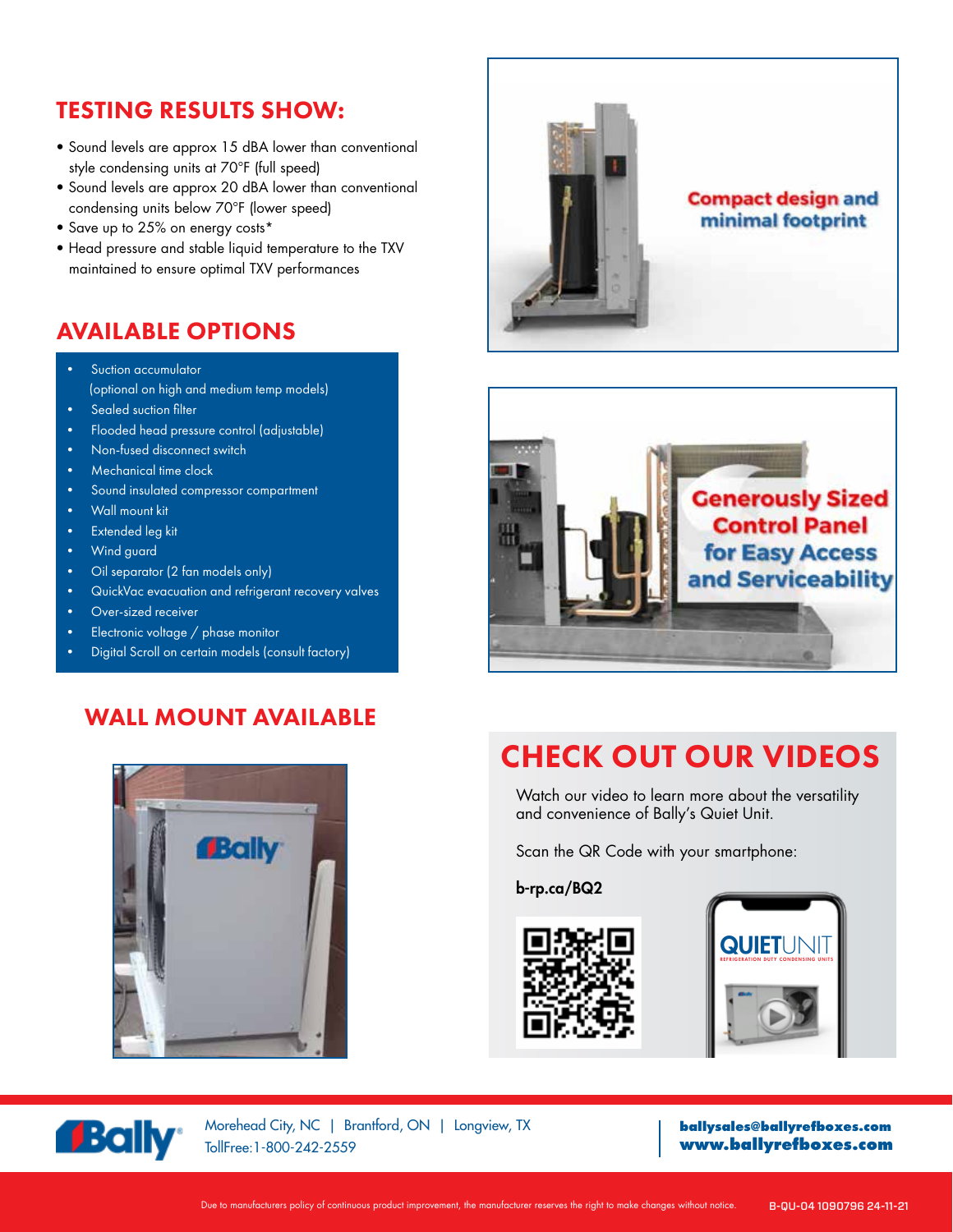## TESTING RESULTS SHOW:

- Sound levels are approx 15 dBA lower than conventional style condensing units at 70°F (full speed)
- Sound levels are approx 20 dBA lower than conventional condensing units below 70°F (lower speed)
- Save up to 25% on energy costs*
- Head pressure and stable liquid temperature to the TXV maintained to ensure optimal TXV performances

## AVAILABLE OPTIONS

- Suction accumulator (optional on high and medium temp models)
- Sealed suction filter
- Flooded head pressure control (adjustable)
- Non-fused disconnect switch
- Mechanical time clock
- Sound insulated compressor compartment
- Wall mount kit
- Extended leg kit
- Wind guard
- Oil separator (2 fan models only)
- QuickVac evacuation and refrigerant recovery valves
- Over-sized receiver
- Electronic voltage / phase monitor
- Digital Scroll on certain models (consult factory)

Compact design and minimal footprint

Generously Sized Control Panel for Easy Access and Serviceability

## WALL MOUNT AVAILABLE

## CHECK OUT OUR VIDEOS

Watch our video to learn more about the versatility and convenience of Bally's Quiet Unit.

Scan the QR Code with your smartphone:

**b-rp.ca/BQ2**

Morehead City, NC | Brantford, ON | Longview, TX
TollFree: 1-800-242-2559

**ballysales@ballyrefboxes.com**
**www.ballyrefboxes.com**

Due to manufacturers policy of continuous product improvement, the manufacturer reserves the right to make changes without notice.

B-QU-04 1090796 24-11-21